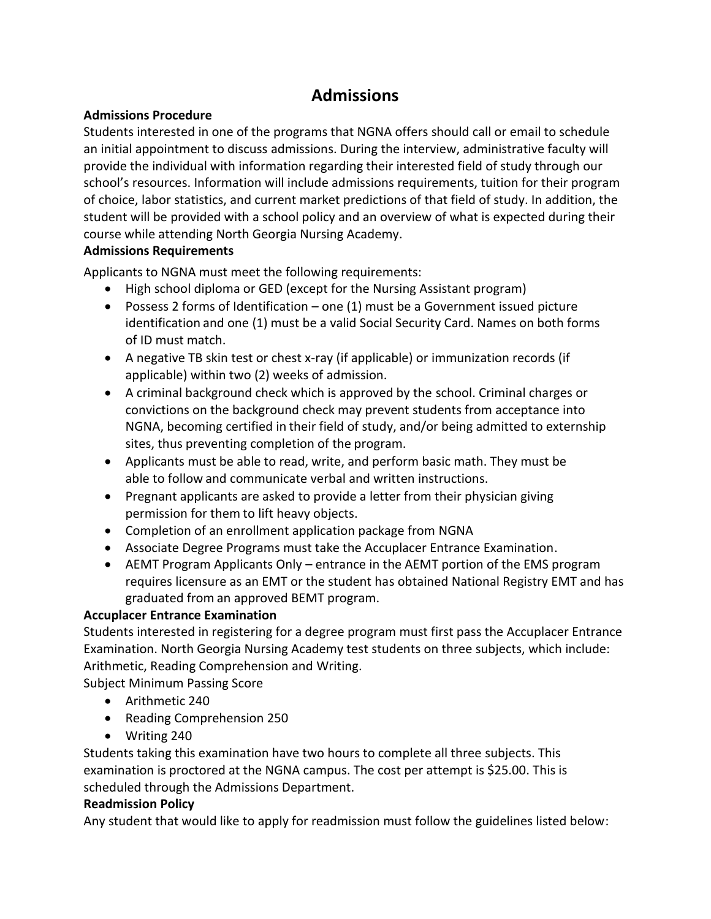# Admissions

### Admissions Procedure

Students interested in one of the programs that NGNA offers should call or email to schedule an initial appointment to discuss admissions. During the interview, administrative faculty will provide the individual with information regarding their interested field of study through our school's resources. Information will include admissions requirements, tuition for their program of choice, labor statistics, and current market predictions of that field of study. In addition, the student will be provided with a school policy and an overview of what is expected during their course while attending North Georgia Nursing Academy.

### Admissions Requirements

Applicants to NGNA must meet the following requirements:

- High school diploma or GED (except for the Nursing Assistant program)
- Possess 2 forms of Identification – one (1) must be a Government issued picture identification and one (1) must be a valid Social Security Card. Names on both forms of ID must match.
- A negative TB skin test or chest x-ray (if applicable) or immunization records (if applicable) within two (2) weeks of admission.
- A criminal background check which is approved by the school. Criminal charges or convictions on the background check may prevent students from acceptance into NGNA, becoming certified in their field of study, and/or being admitted to externship sites, thus preventing completion of the program.
- Applicants must be able to read, write, and perform basic math. They must be able to follow and communicate verbal and written instructions.
- Pregnant applicants are asked to provide a letter from their physician giving permission for them to lift heavy objects.
- Completion of an enrollment application package from NGNA
- Associate Degree Programs must take the Accuplacer Entrance Examination.
- AEMT Program Applicants Only – entrance in the AEMT portion of the EMS program requires licensure as an EMT or the student has obtained National Registry EMT and has graduated from an approved BEMT program.

### Accuplacer Entrance Examination

Students interested in registering for a degree program must first pass the Accuplacer Entrance Examination. North Georgia Nursing Academy test students on three subjects, which include: Arithmetic, Reading Comprehension and Writing.

Subject Minimum Passing Score

- Arithmetic 240
- Reading Comprehension 250
- Writing 240

Students taking this examination have two hours to complete all three subjects. This examination is proctored at the NGNA campus. The cost per attempt is $25.00. This is scheduled through the Admissions Department.

### Readmission Policy

Any student that would like to apply for readmission must follow the guidelines listed below: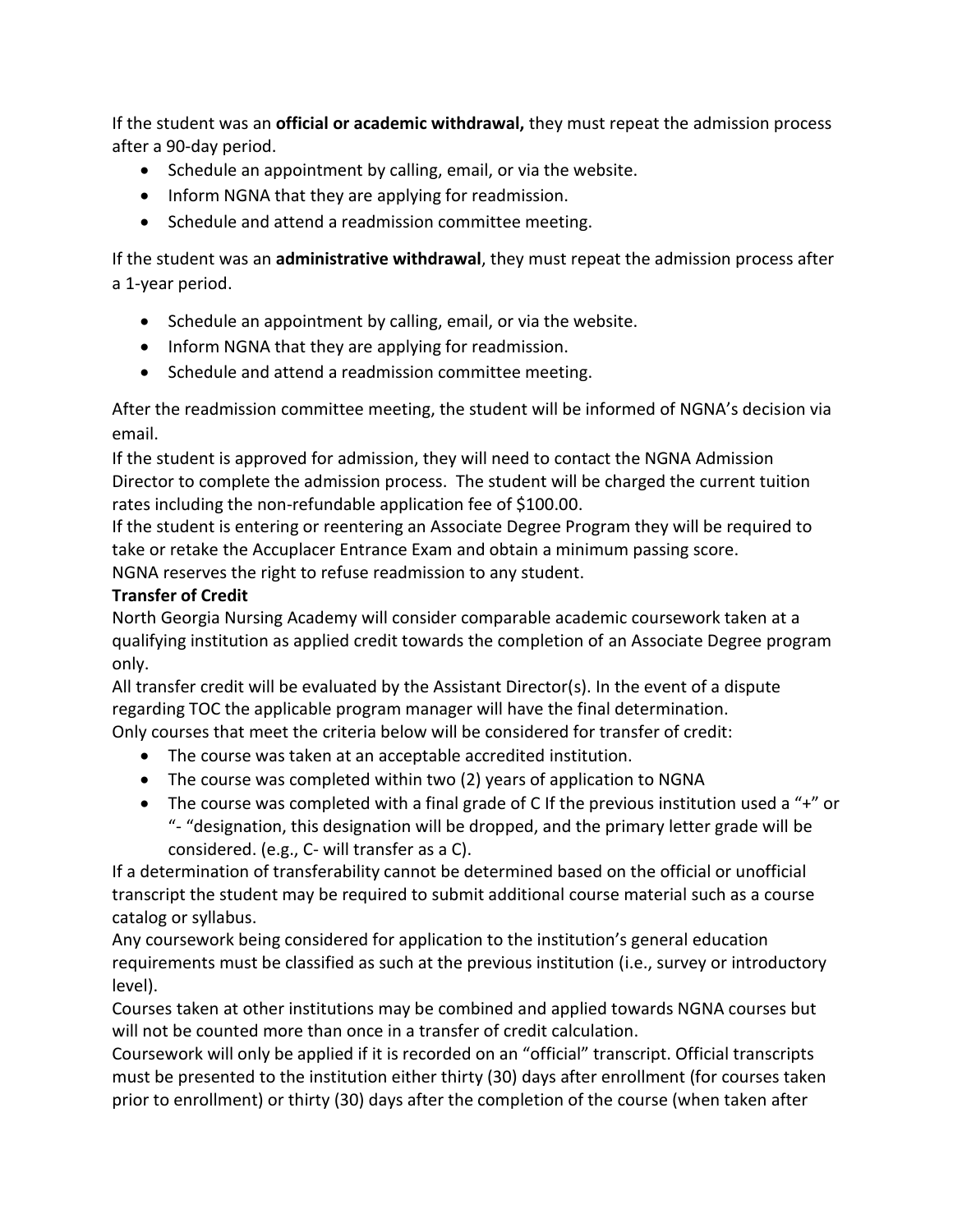If the student was an **official or academic withdrawal,** they must repeat the admission process after a 90-day period.

- Schedule an appointment by calling, email, or via the website.
- Inform NGNA that they are applying for readmission.
- Schedule and attend a readmission committee meeting.

If the student was an **administrative withdrawal**, they must repeat the admission process after a 1-year period.

- Schedule an appointment by calling, email, or via the website.
- Inform NGNA that they are applying for readmission.
- Schedule and attend a readmission committee meeting.

After the readmission committee meeting, the student will be informed of NGNA's decision via email.

If the student is approved for admission, they will need to contact the NGNA Admission Director to complete the admission process. The student will be charged the current tuition rates including the non-refundable application fee of $100.00.

If the student is entering or reentering an Associate Degree Program they will be required to take or retake the Accuplacer Entrance Exam and obtain a minimum passing score.

NGNA reserves the right to refuse readmission to any student.

**Transfer of Credit**

North Georgia Nursing Academy will consider comparable academic coursework taken at a qualifying institution as applied credit towards the completion of an Associate Degree program only.

All transfer credit will be evaluated by the Assistant Director(s). In the event of a dispute regarding TOC the applicable program manager will have the final determination.

Only courses that meet the criteria below will be considered for transfer of credit:

- The course was taken at an acceptable accredited institution.
- The course was completed within two (2) years of application to NGNA
- The course was completed with a final grade of C If the previous institution used a "+" or "- "designation, this designation will be dropped, and the primary letter grade will be considered. (e.g., C- will transfer as a C).

If a determination of transferability cannot be determined based on the official or unofficial transcript the student may be required to submit additional course material such as a course catalog or syllabus.

Any coursework being considered for application to the institution's general education requirements must be classified as such at the previous institution (i.e., survey or introductory level).

Courses taken at other institutions may be combined and applied towards NGNA courses but will not be counted more than once in a transfer of credit calculation.

Coursework will only be applied if it is recorded on an "official" transcript. Official transcripts must be presented to the institution either thirty (30) days after enrollment (for courses taken prior to enrollment) or thirty (30) days after the completion of the course (when taken after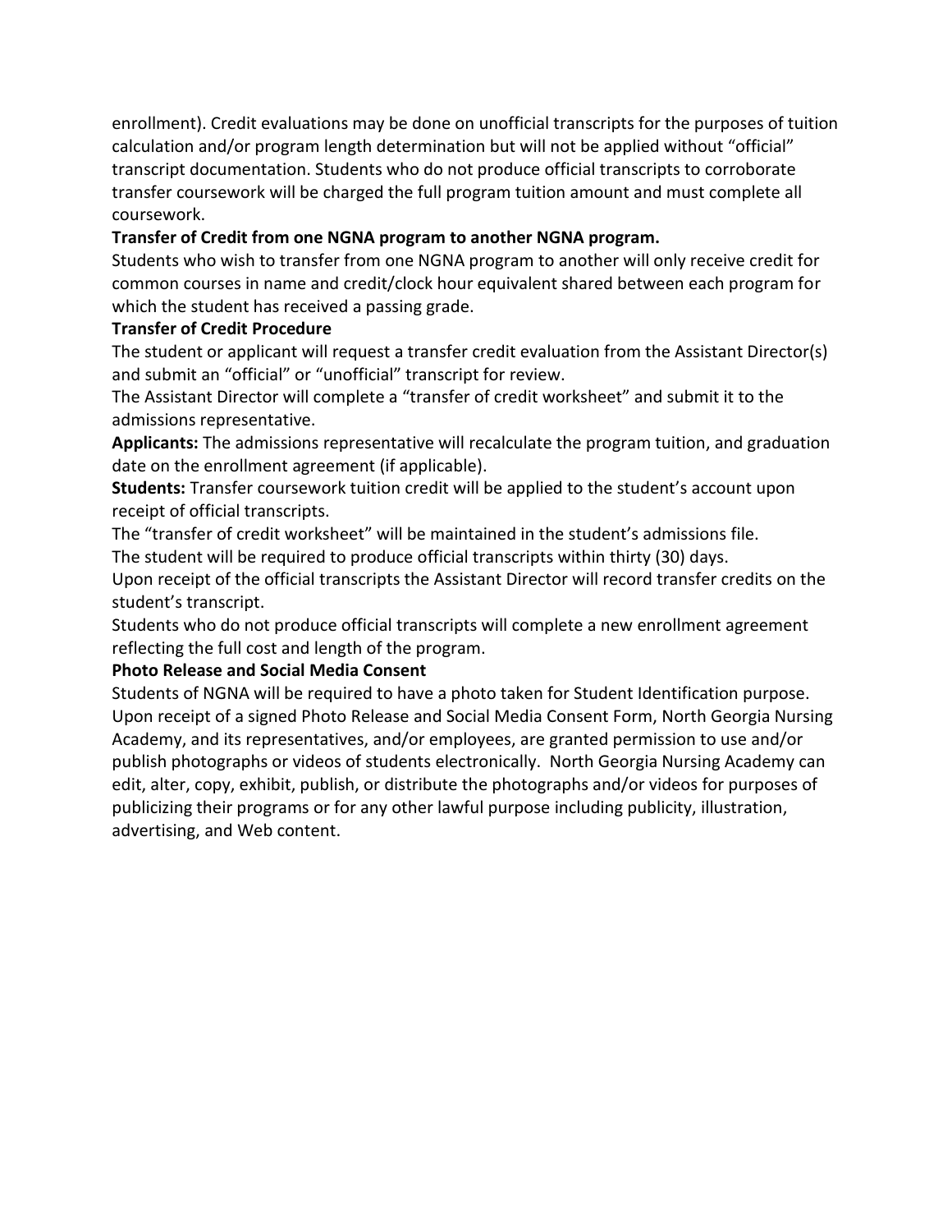enrollment). Credit evaluations may be done on unofficial transcripts for the purposes of tuition calculation and/or program length determination but will not be applied without "official" transcript documentation. Students who do not produce official transcripts to corroborate transfer coursework will be charged the full program tuition amount and must complete all coursework.

**Transfer of Credit from one NGNA program to another NGNA program.**

Students who wish to transfer from one NGNA program to another will only receive credit for common courses in name and credit/clock hour equivalent shared between each program for which the student has received a passing grade.

**Transfer of Credit Procedure**

The student or applicant will request a transfer credit evaluation from the Assistant Director(s) and submit an "official" or "unofficial" transcript for review.

The Assistant Director will complete a "transfer of credit worksheet" and submit it to the admissions representative.

**Applicants:** The admissions representative will recalculate the program tuition, and graduation date on the enrollment agreement (if applicable).

**Students:** Transfer coursework tuition credit will be applied to the student's account upon receipt of official transcripts.

The "transfer of credit worksheet" will be maintained in the student's admissions file.

The student will be required to produce official transcripts within thirty (30) days.

Upon receipt of the official transcripts the Assistant Director will record transfer credits on the student's transcript.

Students who do not produce official transcripts will complete a new enrollment agreement reflecting the full cost and length of the program.

**Photo Release and Social Media Consent**

Students of NGNA will be required to have a photo taken for Student Identification purpose. Upon receipt of a signed Photo Release and Social Media Consent Form, North Georgia Nursing Academy, and its representatives, and/or employees, are granted permission to use and/or publish photographs or videos of students electronically. North Georgia Nursing Academy can edit, alter, copy, exhibit, publish, or distribute the photographs and/or videos for purposes of publicizing their programs or for any other lawful purpose including publicity, illustration, advertising, and Web content.